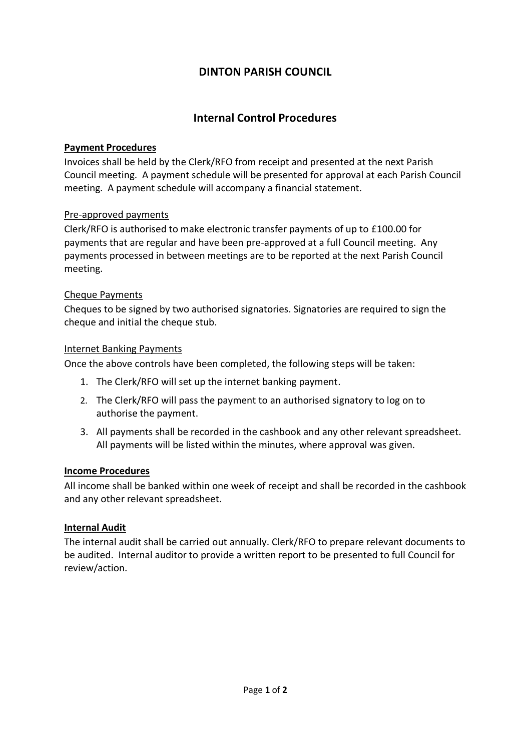# DINTON PARISH COUNCIL

## Internal Control Procedures

**Payment Procedures**

Invoices shall be held by the Clerk/RFO from receipt and presented at the next Parish Council meeting. A payment schedule will be presented for approval at each Parish Council meeting. A payment schedule will accompany a financial statement.

Pre-approved payments

Clerk/RFO is authorised to make electronic transfer payments of up to £100.00 for payments that are regular and have been pre-approved at a full Council meeting. Any payments processed in between meetings are to be reported at the next Parish Council meeting.

Cheque Payments

Cheques to be signed by two authorised signatories. Signatories are required to sign the cheque and initial the cheque stub.

Internet Banking Payments

Once the above controls have been completed, the following steps will be taken:

1. The Clerk/RFO will set up the internet banking payment.
2. The Clerk/RFO will pass the payment to an authorised signatory to log on to authorise the payment.
3. All payments shall be recorded in the cashbook and any other relevant spreadsheet. All payments will be listed within the minutes, where approval was given.

**Income Procedures**

All income shall be banked within one week of receipt and shall be recorded in the cashbook and any other relevant spreadsheet.

**Internal Audit**

The internal audit shall be carried out annually. Clerk/RFO to prepare relevant documents to be audited. Internal auditor to provide a written report to be presented to full Council for review/action.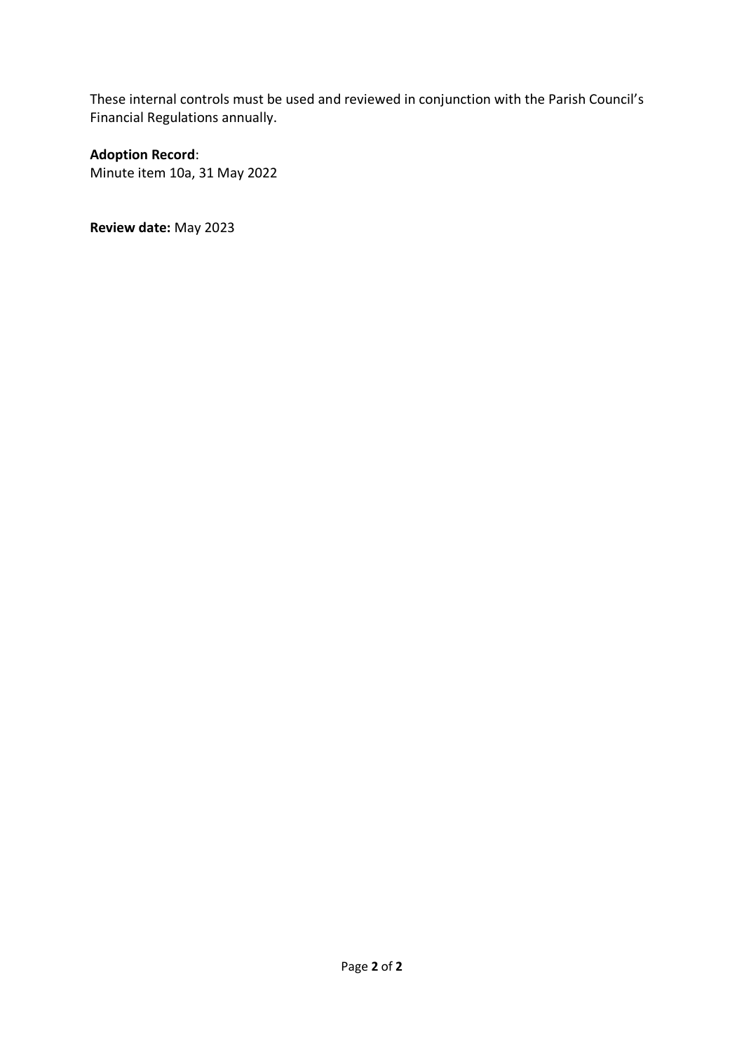These internal controls must be used and reviewed in conjunction with the Parish Council's Financial Regulations annually.

**Adoption Record**:
Minute item 10a, 31 May 2022

**Review date:** May 2023